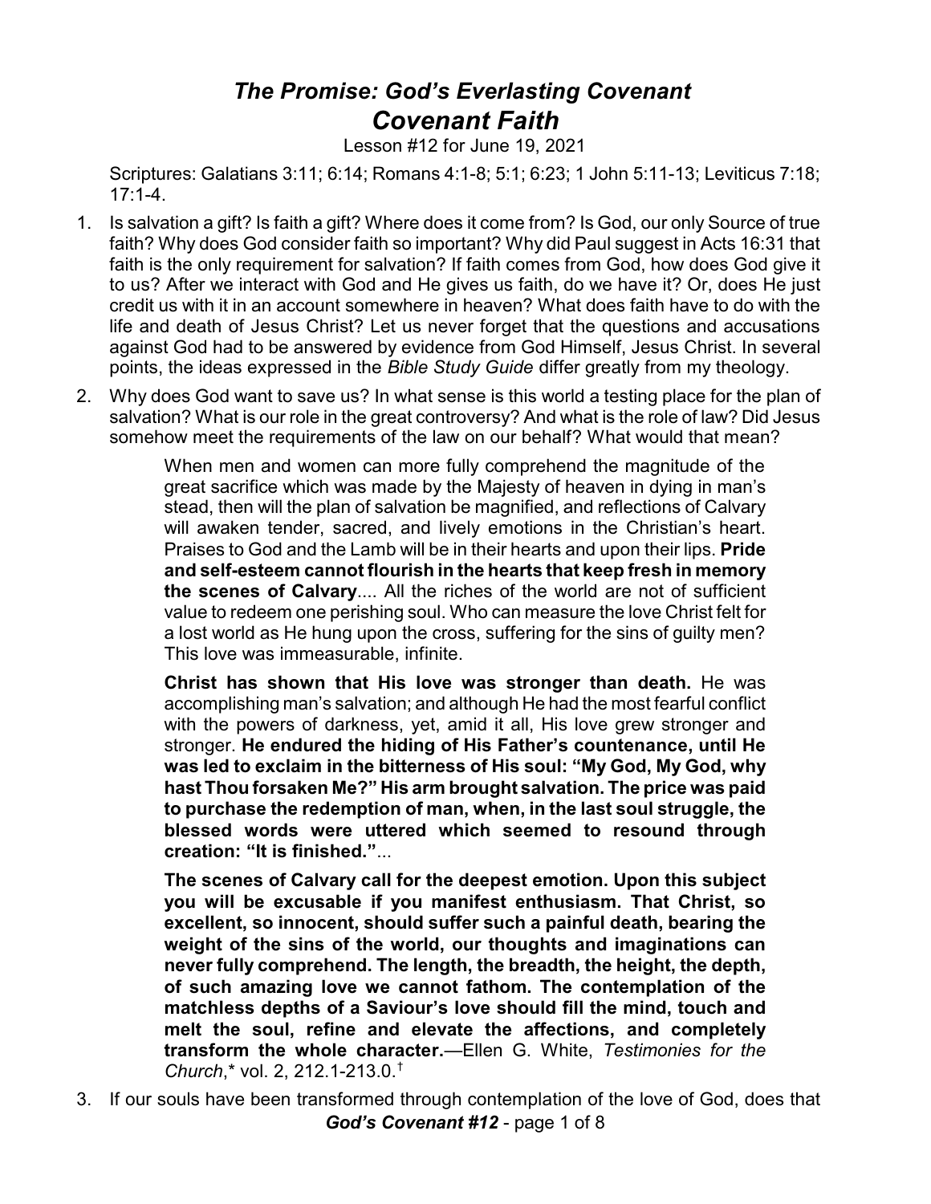# *The Promise: God's Everlasting Covenant*
# *Covenant Faith*

Lesson #12 for June 19, 2021

Scriptures: Galatians 3:11; 6:14; Romans 4:1-8; 5:1; 6:23; 1 John 5:11-13; Leviticus 7:18; 17:1-4.

1. Is salvation a gift? Is faith a gift? Where does it come from? Is God, our only Source of true faith? Why does God consider faith so important? Why did Paul suggest in Acts 16:31 that faith is the only requirement for salvation? If faith comes from God, how does God give it to us? After we interact with God and He gives us faith, do we have it? Or, does He just credit us with it in an account somewhere in heaven? What does faith have to do with the life and death of Jesus Christ? Let us never forget that the questions and accusations against God had to be answered by evidence from God Himself, Jesus Christ. In several points, the ideas expressed in the *Bible Study Guide* differ greatly from my theology.

2. Why does God want to save us? In what sense is this world a testing place for the plan of salvation? What is our role in the great controversy? And what is the role of law? Did Jesus somehow meet the requirements of the law on our behalf? What would that mean?

   > When men and women can more fully comprehend the magnitude of the great sacrifice which was made by the Majesty of heaven in dying in man's stead, then will the plan of salvation be magnified, and reflections of Calvary will awaken tender, sacred, and lively emotions in the Christian's heart. Praises to God and the Lamb will be in their hearts and upon their lips. **Pride and self-esteem cannot flourish in the hearts that keep fresh in memory the scenes of Calvary**.... All the riches of the world are not of sufficient value to redeem one perishing soul. Who can measure the love Christ felt for a lost world as He hung upon the cross, suffering for the sins of guilty men? This love was immeasurable, infinite.
   >
   > **Christ has shown that His love was stronger than death.** He was accomplishing man's salvation; and although He had the most fearful conflict with the powers of darkness, yet, amid it all, His love grew stronger and stronger. **He endured the hiding of His Father's countenance, until He was led to exclaim in the bitterness of His soul: "My God, My God, why hast Thou forsaken Me?" His arm brought salvation. The price was paid to purchase the redemption of man, when, in the last soul struggle, the blessed words were uttered which seemed to resound through creation: "It is finished."**...
   >
   > **The scenes of Calvary call for the deepest emotion. Upon this subject you will be excusable if you manifest enthusiasm. That Christ, so excellent, so innocent, should suffer such a painful death, bearing the weight of the sins of the world, our thoughts and imaginations can never fully comprehend. The length, the breadth, the height, the depth, of such amazing love we cannot fathom. The contemplation of the matchless depths of a Saviour's love should fill the mind, touch and melt the soul, refine and elevate the affections, and completely transform the whole character.**—Ellen G. White, *Testimonies for the Church*,* vol. 2, 212.1-213.0.†

3. If our souls have been transformed through contemplation of the love of God, does that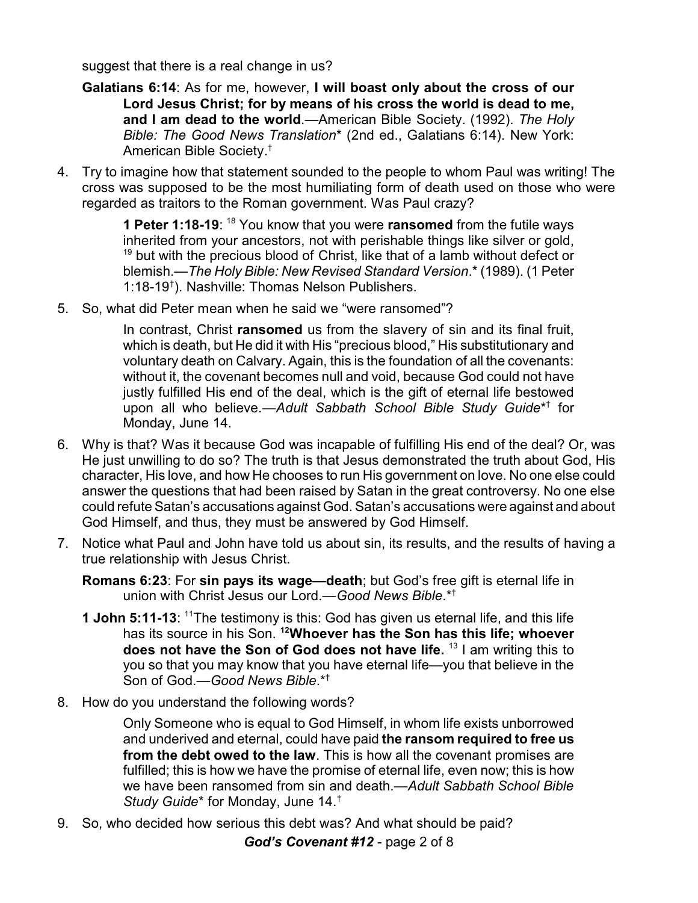suggest that there is a real change in us?

**Galatians 6:14**: As for me, however, **I will boast only about the cross of our Lord Jesus Christ; for by means of his cross the world is dead to me, and I am dead to the world**.—American Bible Society. (1992). *The Holy Bible: The Good News Translation*\* (2nd ed., Galatians 6:14). New York: American Bible Society.†

4. Try to imagine how that statement sounded to the people to whom Paul was writing! The cross was supposed to be the most humiliating form of death used on those who were regarded as traitors to the Roman government. Was Paul crazy?

> **1 Peter 1:18-19**: [18] You know that you were **ransomed** from the futile ways inherited from your ancestors, not with perishable things like silver or gold, [19] but with the precious blood of Christ, like that of a lamb without defect or blemish.—*The Holy Bible: New Revised Standard Version*.\* (1989). (1 Peter 1:18-19†). Nashville: Thomas Nelson Publishers.

5. So, what did Peter mean when he said we "were ransomed"?

> In contrast, Christ **ransomed** us from the slavery of sin and its final fruit, which is death, but He did it with His "precious blood," His substitutionary and voluntary death on Calvary. Again, this is the foundation of all the covenants: without it, the covenant becomes null and void, because God could not have justly fulfilled His end of the deal, which is the gift of eternal life bestowed upon all who believe.—*Adult Sabbath School Bible Study Guide*\*† for Monday, June 14.

6. Why is that? Was it because God was incapable of fulfilling His end of the deal? Or, was He just unwilling to do so? The truth is that Jesus demonstrated the truth about God, His character, His love, and how He chooses to run His government on love. No one else could answer the questions that had been raised by Satan in the great controversy. No one else could refute Satan's accusations against God. Satan's accusations were against and about God Himself, and thus, they must be answered by God Himself.

7. Notice what Paul and John have told us about sin, its results, and the results of having a true relationship with Jesus Christ.

**Romans 6:23**: For **sin pays its wage—death**; but God's free gift is eternal life in union with Christ Jesus our Lord.—*Good News Bible*.\*†

**1 John 5:11-13**: [11]The testimony is this: God has given us eternal life, and this life has its source in his Son. **[12]Whoever has the Son has this life; whoever does not have the Son of God does not have life.** [13] I am writing this to you so that you may know that you have eternal life—you that believe in the Son of God.—*Good News Bible*.\*†

8. How do you understand the following words?

> Only Someone who is equal to God Himself, in whom life exists unborrowed and underived and eternal, could have paid **the ransom required to free us from the debt owed to the law**. This is how all the covenant promises are fulfilled; this is how we have the promise of eternal life, even now; this is how we have been ransomed from sin and death.—*Adult Sabbath School Bible Study Guide*\* for Monday, June 14.†

9. So, who decided how serious this debt was? And what should be paid?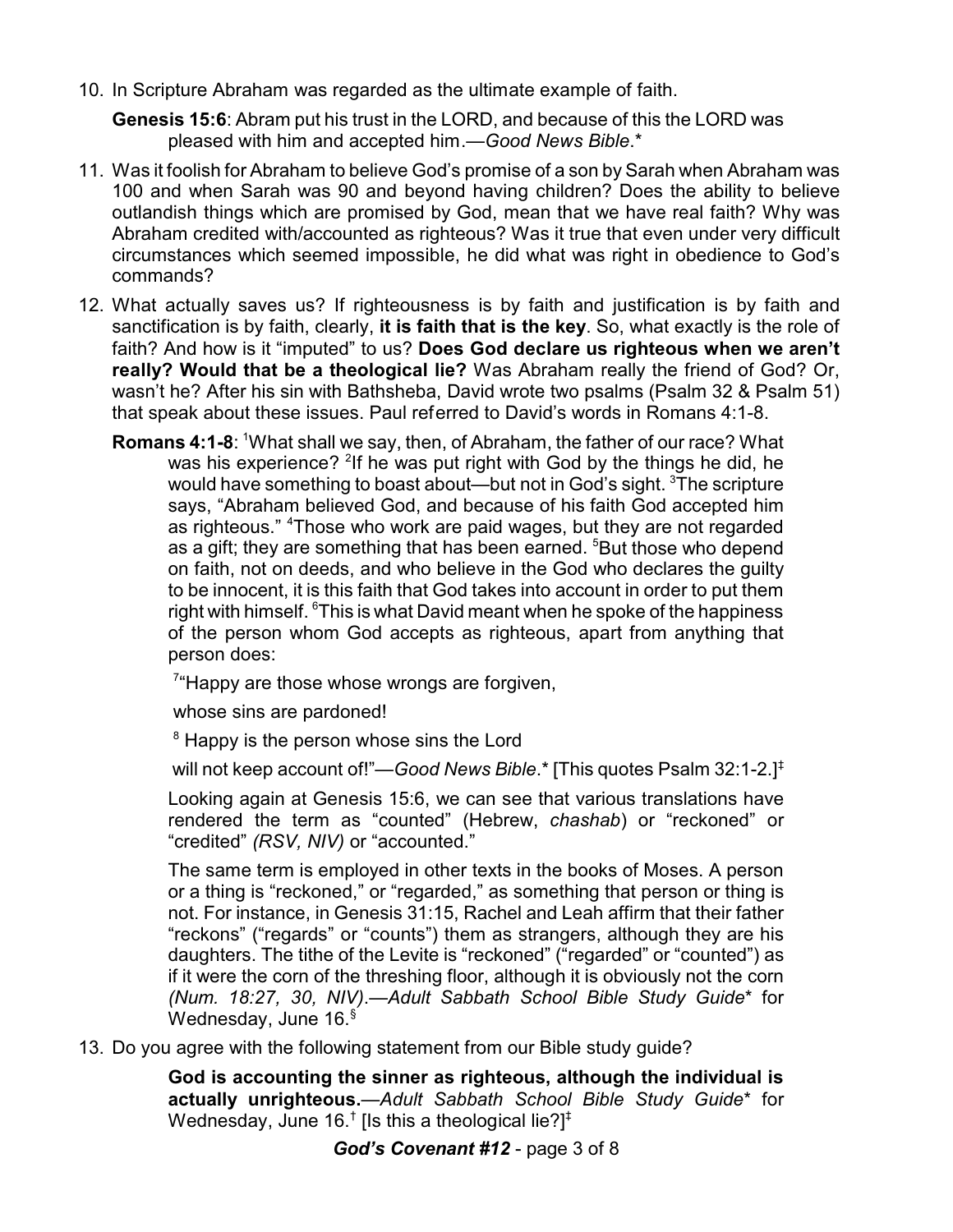10. In Scripture Abraham was regarded as the ultimate example of faith.

    **Genesis 15:6**: Abram put his trust in the LORD, and because of this the LORD was pleased with him and accepted him.—*Good News Bible*.*

11. Was it foolish for Abraham to believe God's promise of a son by Sarah when Abraham was 100 and when Sarah was 90 and beyond having children? Does the ability to believe outlandish things which are promised by God, mean that we have real faith? Why was Abraham credited with/accounted as righteous? Was it true that even under very difficult circumstances which seemed impossible, he did what was right in obedience to God's commands?

12. What actually saves us? If righteousness is by faith and justification is by faith and sanctification is by faith, clearly, **it is faith that is the key**. So, what exactly is the role of faith? And how is it "imputed" to us? **Does God declare us righteous when we aren't really? Would that be a theological lie?** Was Abraham really the friend of God? Or, wasn't he? After his sin with Bathsheba, David wrote two psalms (Psalm 32 & Psalm 51) that speak about these issues. Paul referred to David's words in Romans 4:1-8.

    **Romans 4:1-8**: [1]What shall we say, then, of Abraham, the father of our race? What was his experience? [2]If he was put right with God by the things he did, he would have something to boast about—but not in God's sight. [3]The scripture says, "Abraham believed God, and because of his faith God accepted him as righteous." [4]Those who work are paid wages, but they are not regarded as a gift; they are something that has been earned. [5]But those who depend on faith, not on deeds, and who believe in the God who declares the guilty to be innocent, it is this faith that God takes into account in order to put them right with himself. [6]This is what David meant when he spoke of the happiness of the person whom God accepts as righteous, apart from anything that person does:

    [7]"Happy are those whose wrongs are forgiven,

    whose sins are pardoned!

    [8] Happy is the person whose sins the Lord

    will not keep account of!"—*Good News Bible*.* [This quotes Psalm 32:1-2.][‡]

    Looking again at Genesis 15:6, we can see that various translations have rendered the term as "counted" (Hebrew, *chashab*) or "reckoned" or "credited" *(RSV, NIV)* or "accounted."

    The same term is employed in other texts in the books of Moses. A person or a thing is "reckoned," or "regarded," as something that person or thing is not. For instance, in Genesis 31:15, Rachel and Leah affirm that their father "reckons" ("regards" or "counts") them as strangers, although they are his daughters. The tithe of the Levite is "reckoned" ("regarded" or "counted") as if it were the corn of the threshing floor, although it is obviously not the corn *(Num. 18:27, 30, NIV)*.—*Adult Sabbath School Bible Study Guide** for Wednesday, June 16.[§]

13. Do you agree with the following statement from our Bible study guide?

    **God is accounting the sinner as righteous, although the individual is actually unrighteous.**—*Adult Sabbath School Bible Study Guide** for Wednesday, June 16.[†] [Is this a theological lie?][‡]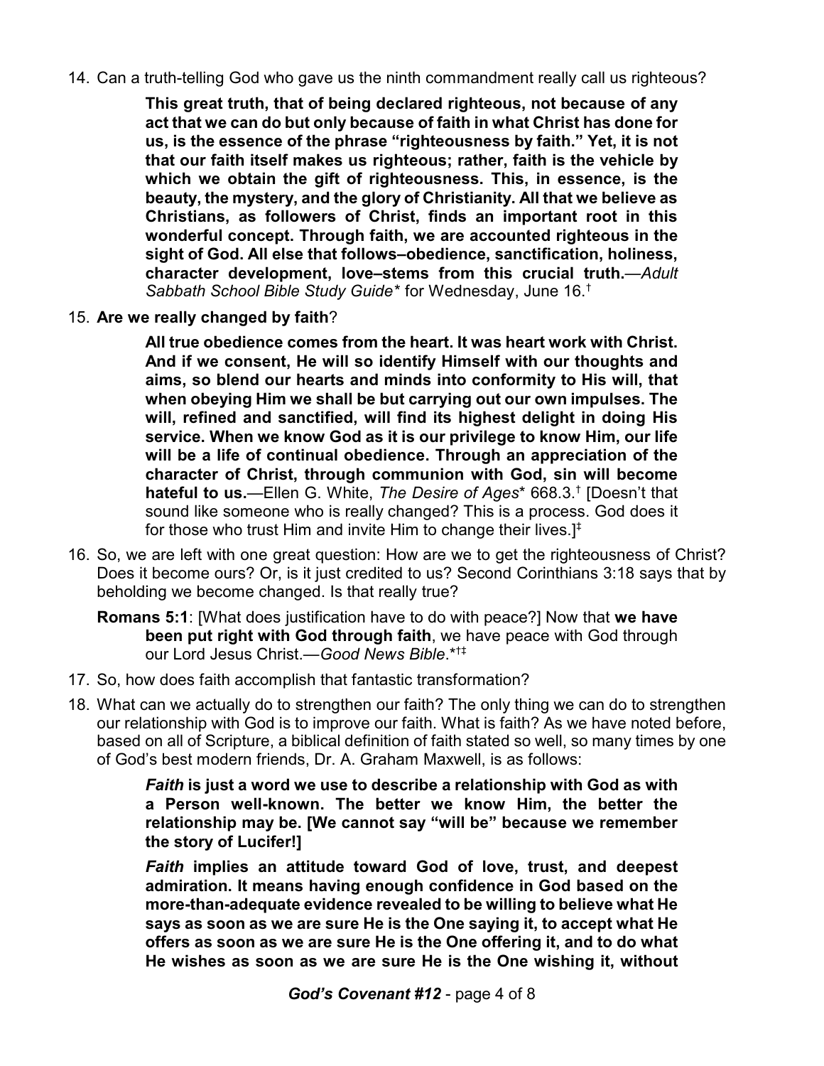14. Can a truth-telling God who gave us the ninth commandment really call us righteous?

    **This great truth, that of being declared righteous, not because of any act that we can do but only because of faith in what Christ has done for us, is the essence of the phrase "righteousness by faith." Yet, it is not that our faith itself makes us righteous; rather, faith is the vehicle by which we obtain the gift of righteousness. This, in essence, is the beauty, the mystery, and the glory of Christianity. All that we believe as Christians, as followers of Christ, finds an important root in this wonderful concept. Through faith, we are accounted righteous in the sight of God. All else that follows–obedience, sanctification, holiness, character development, love–stems from this crucial truth.**—*Adult Sabbath School Bible Study Guide\** for Wednesday, June 16.†

15. **Are we really changed by faith**?

    **All true obedience comes from the heart. It was heart work with Christ. And if we consent, He will so identify Himself with our thoughts and aims, so blend our hearts and minds into conformity to His will, that when obeying Him we shall be but carrying out our own impulses. The will, refined and sanctified, will find its highest delight in doing His service. When we know God as it is our privilege to know Him, our life will be a life of continual obedience. Through an appreciation of the character of Christ, through communion with God, sin will become hateful to us.**—Ellen G. White, *The Desire of Ages*\* 668.3.† [Doesn't that sound like someone who is really changed? This is a process. God does it for those who trust Him and invite Him to change their lives.]‡

16. So, we are left with one great question: How are we to get the righteousness of Christ? Does it become ours? Or, is it just credited to us? Second Corinthians 3:18 says that by beholding we become changed. Is that really true?

    **Romans 5:1**: [What does justification have to do with peace?] Now that **we have been put right with God through faith**, we have peace with God through our Lord Jesus Christ.—*Good News Bible*.\*†‡

17. So, how does faith accomplish that fantastic transformation?

18. What can we actually do to strengthen our faith? The only thing we can do to strengthen our relationship with God is to improve our faith. What is faith? As we have noted before, based on all of Scripture, a biblical definition of faith stated so well, so many times by one of God's best modern friends, Dr. A. Graham Maxwell, is as follows:

    ***Faith* is just a word we use to describe a relationship with God as with a Person well-known. The better we know Him, the better the relationship may be. [We cannot say "will be" because we remember the story of Lucifer!]**

    ***Faith* implies an attitude toward God of love, trust, and deepest admiration. It means having enough confidence in God based on the more-than-adequate evidence revealed to be willing to believe what He says as soon as we are sure He is the One saying it, to accept what He offers as soon as we are sure He is the One offering it, and to do what He wishes as soon as we are sure He is the One wishing it, without**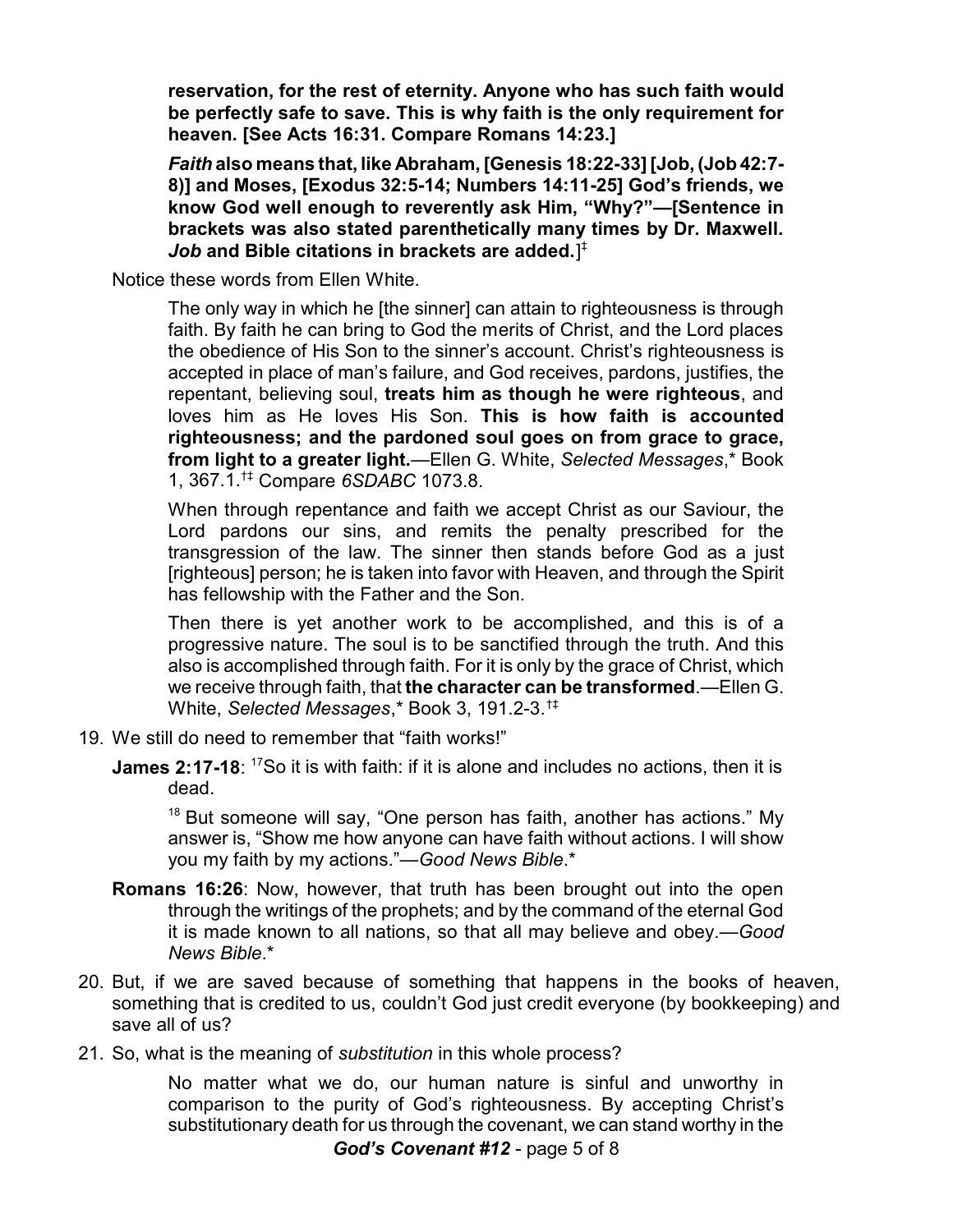> **reservation, for the rest of eternity. Anyone who has such faith would be perfectly safe to save. This is why faith is the only requirement for heaven. [See Acts 16:31. Compare Romans 14:23.]**
>
> ***Faith* also means that, like Abraham, [Genesis 18:22-33] [Job, (Job 42:7-8)] and Moses, [Exodus 32:5-14; Numbers 14:11-25] God's friends, we know God well enough to reverently ask Him, "Why?"—[Sentence in brackets was also stated parenthetically many times by Dr. Maxwell. *Job* and Bible citations in brackets are added.]**‡

Notice these words from Ellen White.

> The only way in which he [the sinner] can attain to righteousness is through faith. By faith he can bring to God the merits of Christ, and the Lord places the obedience of His Son to the sinner's account. Christ's righteousness is accepted in place of man's failure, and God receives, pardons, justifies, the repentant, believing soul, **treats him as though he were righteous**, and loves him as He loves His Son. **This is how faith is accounted righteousness; and the pardoned soul goes on from grace to grace, from light to a greater light.**—Ellen G. White, *Selected Messages*,* Book 1, 367.1.†‡ Compare *6SDABC* 1073.8.
>
> When through repentance and faith we accept Christ as our Saviour, the Lord pardons our sins, and remits the penalty prescribed for the transgression of the law. The sinner then stands before God as a just [righteous] person; he is taken into favor with Heaven, and through the Spirit has fellowship with the Father and the Son.
>
> Then there is yet another work to be accomplished, and this is of a progressive nature. The soul is to be sanctified through the truth. And this also is accomplished through faith. For it is only by the grace of Christ, which we receive through faith, that **the character can be transformed**.—Ellen G. White, *Selected Messages*,* Book 3, 191.2-3.†‡

19. We still do need to remember that "faith works!"

    **James 2:17-18**: [17]So it is with faith: if it is alone and includes no actions, then it is dead.

    > [18] But someone will say, "One person has faith, another has actions." My answer is, "Show me how anyone can have faith without actions. I will show you my faith by my actions."—*Good News Bible*.*

    **Romans 16:26**: Now, however, that truth has been brought out into the open through the writings of the prophets; and by the command of the eternal God it is made known to all nations, so that all may believe and obey.—*Good News Bible*.*

20. But, if we are saved because of something that happens in the books of heaven, something that is credited to us, couldn't God just credit everyone (by bookkeeping) and save all of us?

21. So, what is the meaning of *substitution* in this whole process?

    > No matter what we do, our human nature is sinful and unworthy in comparison to the purity of God's righteousness. By accepting Christ's substitutionary death for us through the covenant, we can stand worthy in the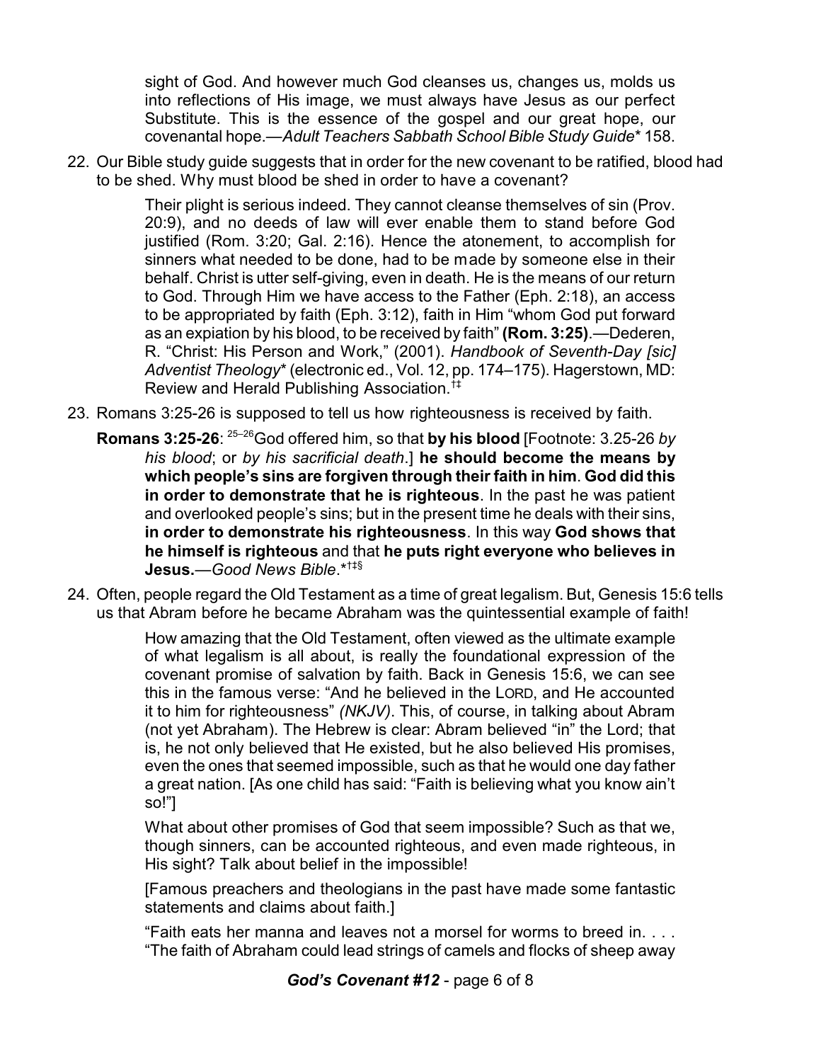sight of God. And however much God cleanses us, changes us, molds us into reflections of His image, we must always have Jesus as our perfect Substitute. This is the essence of the gospel and our great hope, our covenantal hope.—*Adult Teachers Sabbath School Bible Study Guide*\* 158.

22. Our Bible study guide suggests that in order for the new covenant to be ratified, blood had to be shed. Why must blood be shed in order to have a covenant?

> Their plight is serious indeed. They cannot cleanse themselves of sin (Prov. 20:9), and no deeds of law will ever enable them to stand before God justified (Rom. 3:20; Gal. 2:16). Hence the atonement, to accomplish for sinners what needed to be done, had to be made by someone else in their behalf. Christ is utter self-giving, even in death. He is the means of our return to God. Through Him we have access to the Father (Eph. 2:18), an access to be appropriated by faith (Eph. 3:12), faith in Him "whom God put forward as an expiation by his blood, to be received by faith" **(Rom. 3:25)**.—Dederen, R. "Christ: His Person and Work," (2001). *Handbook of Seventh-Day [sic] Adventist Theology*\* (electronic ed., Vol. 12, pp. 174–175). Hagerstown, MD: Review and Herald Publishing Association.†‡

23. Romans 3:25-26 is supposed to tell us how righteousness is received by faith.

> **Romans 3:25-26**: [25–26]God offered him, so that **by his blood** [Footnote: 3.25-26 *by his blood*; or *by his sacrificial death*.] **he should become the means by which people's sins are forgiven through their faith in him**. **God did this in order to demonstrate that he is righteous**. In the past he was patient and overlooked people's sins; but in the present time he deals with their sins, **in order to demonstrate his righteousness**. In this way **God shows that he himself is righteous** and that **he puts right everyone who believes in Jesus.**—*Good News Bible*.\*†‡§

24. Often, people regard the Old Testament as a time of great legalism. But, Genesis 15:6 tells us that Abram before he became Abraham was the quintessential example of faith!

> How amazing that the Old Testament, often viewed as the ultimate example of what legalism is all about, is really the foundational expression of the covenant promise of salvation by faith. Back in Genesis 15:6, we can see this in the famous verse: "And he believed in the LORD, and He accounted it to him for righteousness" *(NKJV)*. This, of course, in talking about Abram (not yet Abraham). The Hebrew is clear: Abram believed "in" the Lord; that is, he not only believed that He existed, but he also believed His promises, even the ones that seemed impossible, such as that he would one day father a great nation. [As one child has said: "Faith is believing what you know ain't so!"]
>
> What about other promises of God that seem impossible? Such as that we, though sinners, can be accounted righteous, and even made righteous, in His sight? Talk about belief in the impossible!
>
> [Famous preachers and theologians in the past have made some fantastic statements and claims about faith.]
>
> "Faith eats her manna and leaves not a morsel for worms to breed in. . . . "The faith of Abraham could lead strings of camels and flocks of sheep away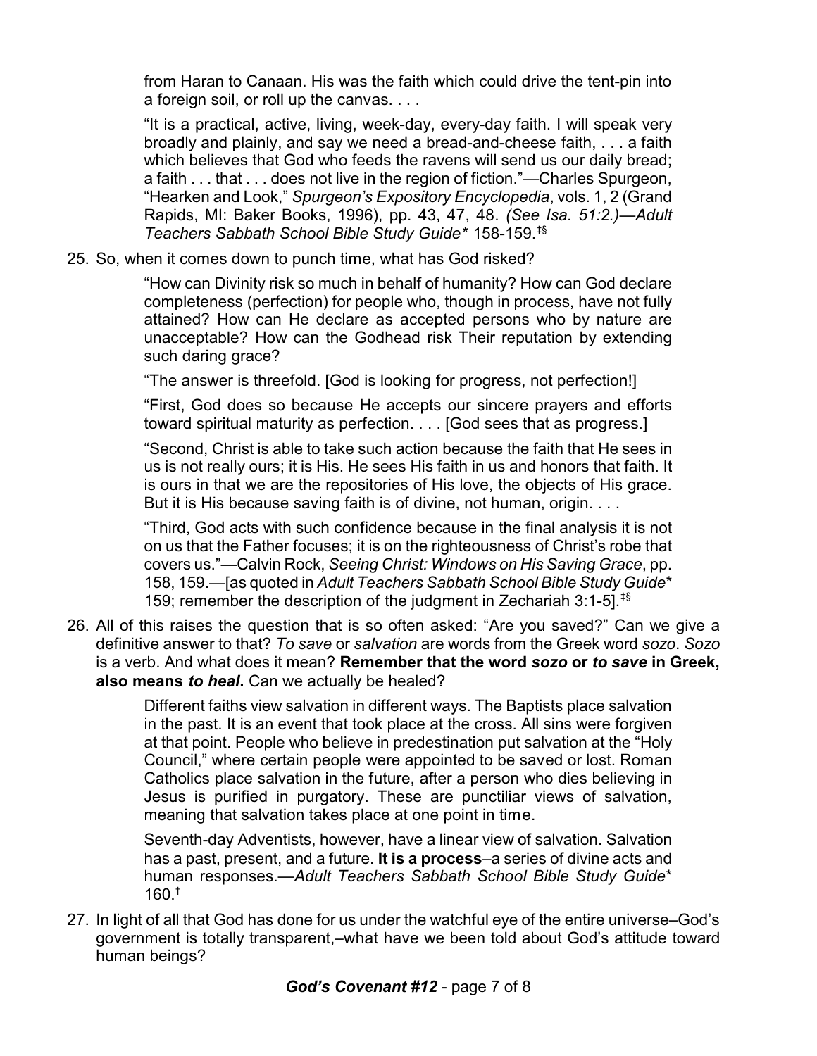> from Haran to Canaan. His was the faith which could drive the tent-pin into a foreign soil, or roll up the canvas. . . .
>
> "It is a practical, active, living, week-day, every-day faith. I will speak very broadly and plainly, and say we need a bread-and-cheese faith, . . . a faith which believes that God who feeds the ravens will send us our daily bread; a faith . . . that . . . does not live in the region of fiction."—Charles Spurgeon, "Hearken and Look," *Spurgeon's Expository Encyclopedia*, vols. 1, 2 (Grand Rapids, MI: Baker Books, 1996), pp. 43, 47, 48. *(See Isa. 51:2.)—Adult Teachers Sabbath School Bible Study Guide\** 158-159.[‡§]

25. So, when it comes down to punch time, what has God risked?

> "How can Divinity risk so much in behalf of humanity? How can God declare completeness (perfection) for people who, though in process, have not fully attained? How can He declare as accepted persons who by nature are unacceptable? How can the Godhead risk Their reputation by extending such daring grace?
>
> "The answer is threefold. [God is looking for progress, not perfection!]
>
> "First, God does so because He accepts our sincere prayers and efforts toward spiritual maturity as perfection. . . . [God sees that as progress.]
>
> "Second, Christ is able to take such action because the faith that He sees in us is not really ours; it is His. He sees His faith in us and honors that faith. It is ours in that we are the repositories of His love, the objects of His grace. But it is His because saving faith is of divine, not human, origin. . . .
>
> "Third, God acts with such confidence because in the final analysis it is not on us that the Father focuses; it is on the righteousness of Christ's robe that covers us."—Calvin Rock, *Seeing Christ: Windows on His Saving Grace*, pp. 158, 159.—[as quoted in *Adult Teachers Sabbath School Bible Study Guide*\* 159; remember the description of the judgment in Zechariah 3:1-5].[‡§]

26. All of this raises the question that is so often asked: "Are you saved?" Can we give a definitive answer to that? *To save* or *salvation* are words from the Greek word *sozo*. *Sozo* is a verb. And what does it mean? **Remember that the word *sozo* or *to save* in Greek, also means *to heal*.** Can we actually be healed?

> Different faiths view salvation in different ways. The Baptists place salvation in the past. It is an event that took place at the cross. All sins were forgiven at that point. People who believe in predestination put salvation at the "Holy Council," where certain people were appointed to be saved or lost. Roman Catholics place salvation in the future, after a person who dies believing in Jesus is purified in purgatory. These are punctiliar views of salvation, meaning that salvation takes place at one point in time.
>
> Seventh-day Adventists, however, have a linear view of salvation. Salvation has a past, present, and a future. **It is a process**–a series of divine acts and human responses.—*Adult Teachers Sabbath School Bible Study Guide*\* 160.[†]

27. In light of all that God has done for us under the watchful eye of the entire universe–God's government is totally transparent,–what have we been told about God's attitude toward human beings?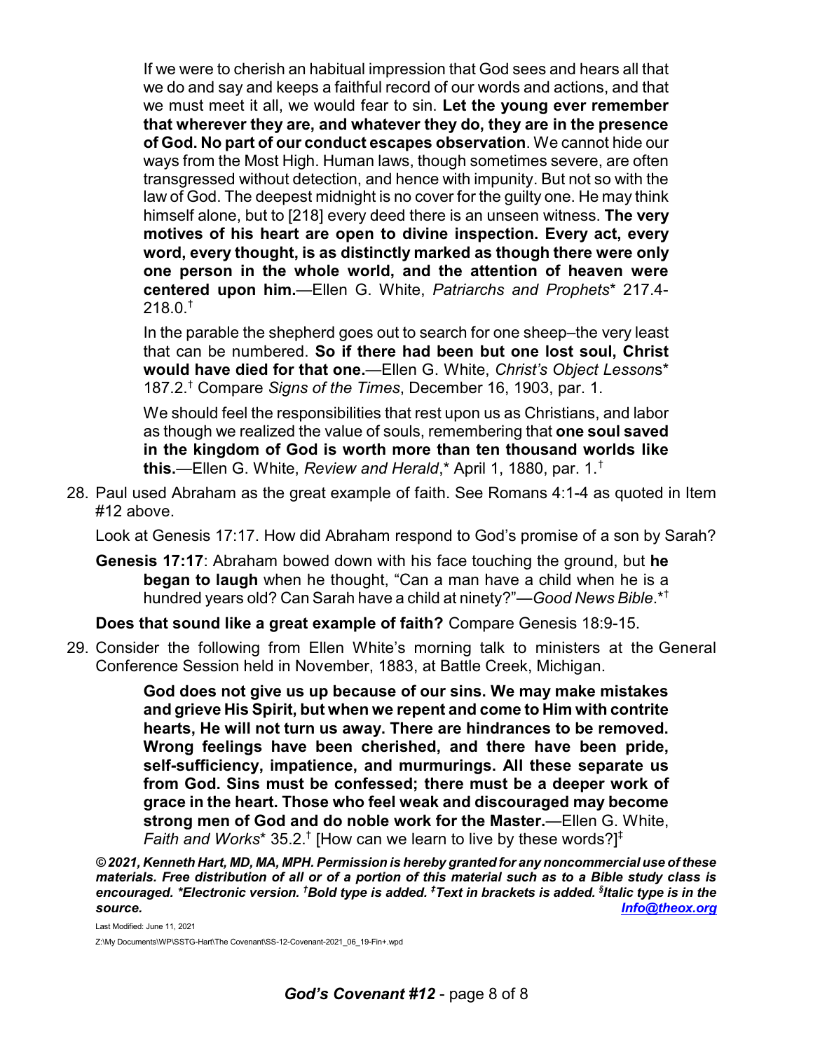If we were to cherish an habitual impression that God sees and hears all that we do and say and keeps a faithful record of our words and actions, and that we must meet it all, we would fear to sin. **Let the young ever remember that wherever they are, and whatever they do, they are in the presence of God. No part of our conduct escapes observation**. We cannot hide our ways from the Most High. Human laws, though sometimes severe, are often transgressed without detection, and hence with impunity. But not so with the law of God. The deepest midnight is no cover for the guilty one. He may think himself alone, but to [218] every deed there is an unseen witness. **The very motives of his heart are open to divine inspection. Every act, every word, every thought, is as distinctly marked as though there were only one person in the whole world, and the attention of heaven were centered upon him.**—Ellen G. White, *Patriarchs and Prophets*\* 217.4-218.0.†

In the parable the shepherd goes out to search for one sheep–the very least that can be numbered. **So if there had been but one lost soul, Christ would have died for that one.**—Ellen G. White, *Christ's Object Lesson*s\* 187.2.† Compare *Signs of the Times*, December 16, 1903, par. 1.

We should feel the responsibilities that rest upon us as Christians, and labor as though we realized the value of souls, remembering that **one soul saved in the kingdom of God is worth more than ten thousand worlds like this.**—Ellen G. White, *Review and Herald*,\* April 1, 1880, par. 1.†

28. Paul used Abraham as the great example of faith. See Romans 4:1-4 as quoted in Item #12 above.

    Look at Genesis 17:17. How did Abraham respond to God's promise of a son by Sarah?

    **Genesis 17:17**: Abraham bowed down with his face touching the ground, but **he began to laugh** when he thought, "Can a man have a child when he is a hundred years old? Can Sarah have a child at ninety?"—*Good News Bible*.\*†

    **Does that sound like a great example of faith?** Compare Genesis 18:9-15.

29. Consider the following from Ellen White's morning talk to ministers at the General Conference Session held in November, 1883, at Battle Creek, Michigan.

    > **God does not give us up because of our sins. We may make mistakes and grieve His Spirit, but when we repent and come to Him with contrite hearts, He will not turn us away. There are hindrances to be removed. Wrong feelings have been cherished, and there have been pride, self-sufficiency, impatience, and murmurings. All these separate us from God. Sins must be confessed; there must be a deeper work of grace in the heart. Those who feel weak and discouraged may become strong men of God and do noble work for the Master.**—Ellen G. White, *Faith and Works*\* 35.2.† [How can we learn to live by these words?]‡

***© 2021, Kenneth Hart, MD, MA, MPH. Permission is hereby granted for any noncommercial use of these materials. Free distribution of all or of a portion of this material such as to a Bible study class is encouraged. \*Electronic version. †Bold type is added. ‡Text in brackets is added. §Italic type is in the source.*** ***Info@theox.org***

Last Modified: June 11, 2021

Z:\My Documents\WP\SSTG-Hart\The Covenant\SS-12-Covenant-2021_06_19-Fin+.wpd